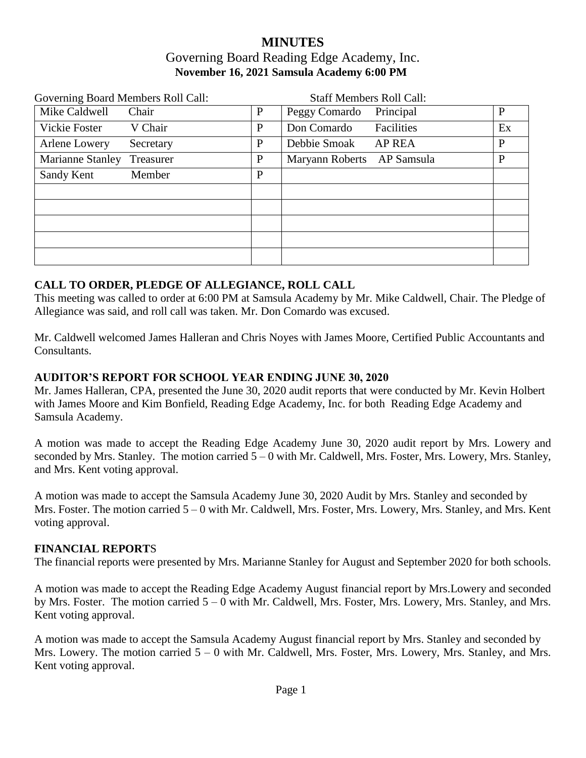# MINUTES

## Governing Board Reading Edge Academy, Inc.

**November 16, 2021 Samsula Academy 6:00 PM**

| Governing Board Members Roll Call: | | Staff Members Roll Call: | |
|---|---|---|---|
| Mike Caldwell Chair | P | Peggy Comardo Principal | P |
| Vickie Foster V Chair | P | Don Comardo Facilities | Ex |
| Arlene Lowery Secretary | P | Debbie Smoak AP REA | P |
| Marianne Stanley Treasurer | P | Maryann Roberts AP Samsula | P |
| Sandy Kent Member | P | | |
| | | | |
| | | | |
| | | | |
| | | | |
| | | | |

### CALL TO ORDER, PLEDGE OF ALLEGIANCE, ROLL CALL

This meeting was called to order at 6:00 PM at Samsula Academy by Mr. Mike Caldwell, Chair. The Pledge of Allegiance was said, and roll call was taken. Mr. Don Comardo was excused.

Mr. Caldwell welcomed James Halleran and Chris Noyes with James Moore, Certified Public Accountants and Consultants.

### AUDITOR'S REPORT FOR SCHOOL YEAR ENDING JUNE 30, 2020

Mr. James Halleran, CPA, presented the June 30, 2020 audit reports that were conducted by Mr. Kevin Holbert with James Moore and Kim Bonfield, Reading Edge Academy, Inc. for both Reading Edge Academy and Samsula Academy.

A motion was made to accept the Reading Edge Academy June 30, 2020 audit report by Mrs. Lowery and seconded by Mrs. Stanley. The motion carried 5 – 0 with Mr. Caldwell, Mrs. Foster, Mrs. Lowery, Mrs. Stanley, and Mrs. Kent voting approval.

A motion was made to accept the Samsula Academy June 30, 2020 Audit by Mrs. Stanley and seconded by Mrs. Foster. The motion carried 5 – 0 with Mr. Caldwell, Mrs. Foster, Mrs. Lowery, Mrs. Stanley, and Mrs. Kent voting approval.

### FINANCIAL REPORTS

The financial reports were presented by Mrs. Marianne Stanley for August and September 2020 for both schools.

A motion was made to accept the Reading Edge Academy August financial report by Mrs.Lowery and seconded by Mrs. Foster. The motion carried 5 – 0 with Mr. Caldwell, Mrs. Foster, Mrs. Lowery, Mrs. Stanley, and Mrs. Kent voting approval.

A motion was made to accept the Samsula Academy August financial report by Mrs. Stanley and seconded by Mrs. Lowery. The motion carried 5 – 0 with Mr. Caldwell, Mrs. Foster, Mrs. Lowery, Mrs. Stanley, and Mrs. Kent voting approval.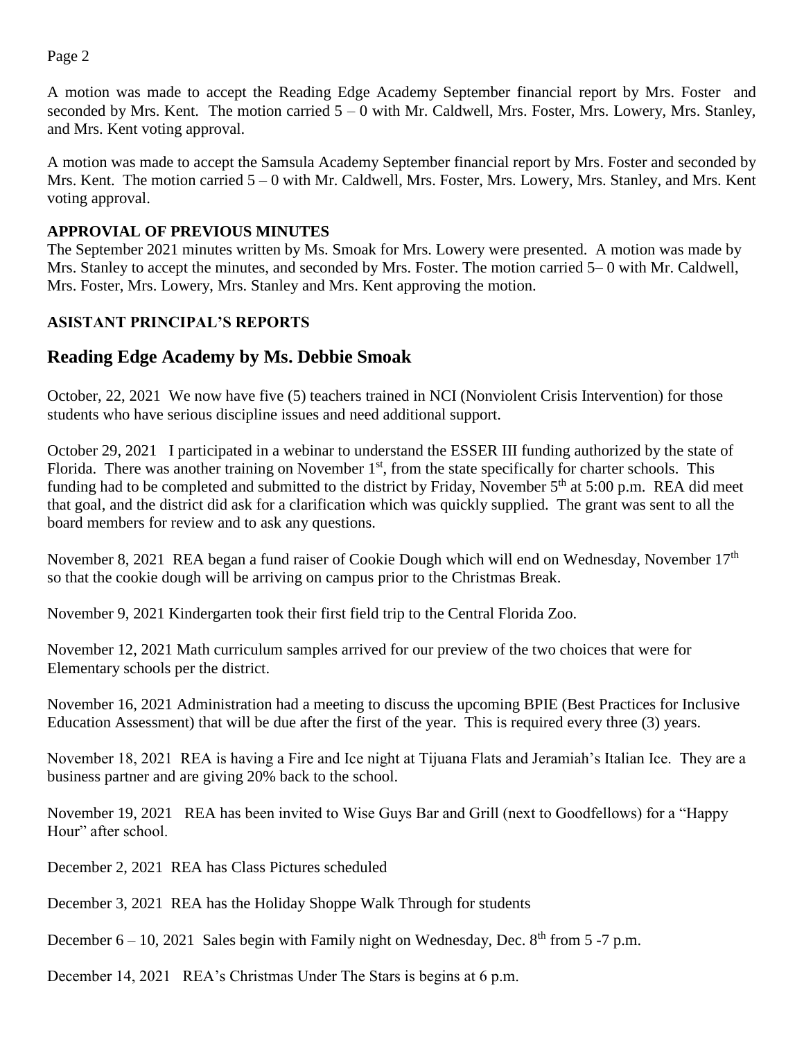A motion was made to accept the Reading Edge Academy September financial report by Mrs. Foster and seconded by Mrs. Kent. The motion carried 5 – 0 with Mr. Caldwell, Mrs. Foster, Mrs. Lowery, Mrs. Stanley, and Mrs. Kent voting approval.

A motion was made to accept the Samsula Academy September financial report by Mrs. Foster and seconded by Mrs. Kent. The motion carried 5 – 0 with Mr. Caldwell, Mrs. Foster, Mrs. Lowery, Mrs. Stanley, and Mrs. Kent voting approval.

**APPROVIAL OF PREVIOUS MINUTES**

The September 2021 minutes written by Ms. Smoak for Mrs. Lowery were presented. A motion was made by Mrs. Stanley to accept the minutes, and seconded by Mrs. Foster. The motion carried 5– 0 with Mr. Caldwell, Mrs. Foster, Mrs. Lowery, Mrs. Stanley and Mrs. Kent approving the motion.

**ASISTANT PRINCIPAL'S REPORTS**

## Reading Edge Academy by Ms. Debbie Smoak

October, 22, 2021 We now have five (5) teachers trained in NCI (Nonviolent Crisis Intervention) for those students who have serious discipline issues and need additional support.

October 29, 2021 I participated in a webinar to understand the ESSER III funding authorized by the state of Florida. There was another training on November 1st, from the state specifically for charter schools. This funding had to be completed and submitted to the district by Friday, November 5th at 5:00 p.m. REA did meet that goal, and the district did ask for a clarification which was quickly supplied. The grant was sent to all the board members for review and to ask any questions.

November 8, 2021 REA began a fund raiser of Cookie Dough which will end on Wednesday, November 17th so that the cookie dough will be arriving on campus prior to the Christmas Break.

November 9, 2021 Kindergarten took their first field trip to the Central Florida Zoo.

November 12, 2021 Math curriculum samples arrived for our preview of the two choices that were for Elementary schools per the district.

November 16, 2021 Administration had a meeting to discuss the upcoming BPIE (Best Practices for Inclusive Education Assessment) that will be due after the first of the year. This is required every three (3) years.

November 18, 2021 REA is having a Fire and Ice night at Tijuana Flats and Jeramiah's Italian Ice. They are a business partner and are giving 20% back to the school.

November 19, 2021 REA has been invited to Wise Guys Bar and Grill (next to Goodfellows) for a "Happy Hour" after school.

December 2, 2021 REA has Class Pictures scheduled

December 3, 2021 REA has the Holiday Shoppe Walk Through for students

December 6 – 10, 2021 Sales begin with Family night on Wednesday, Dec. 8th from 5 -7 p.m.

December 14, 2021 REA's Christmas Under The Stars is begins at 6 p.m.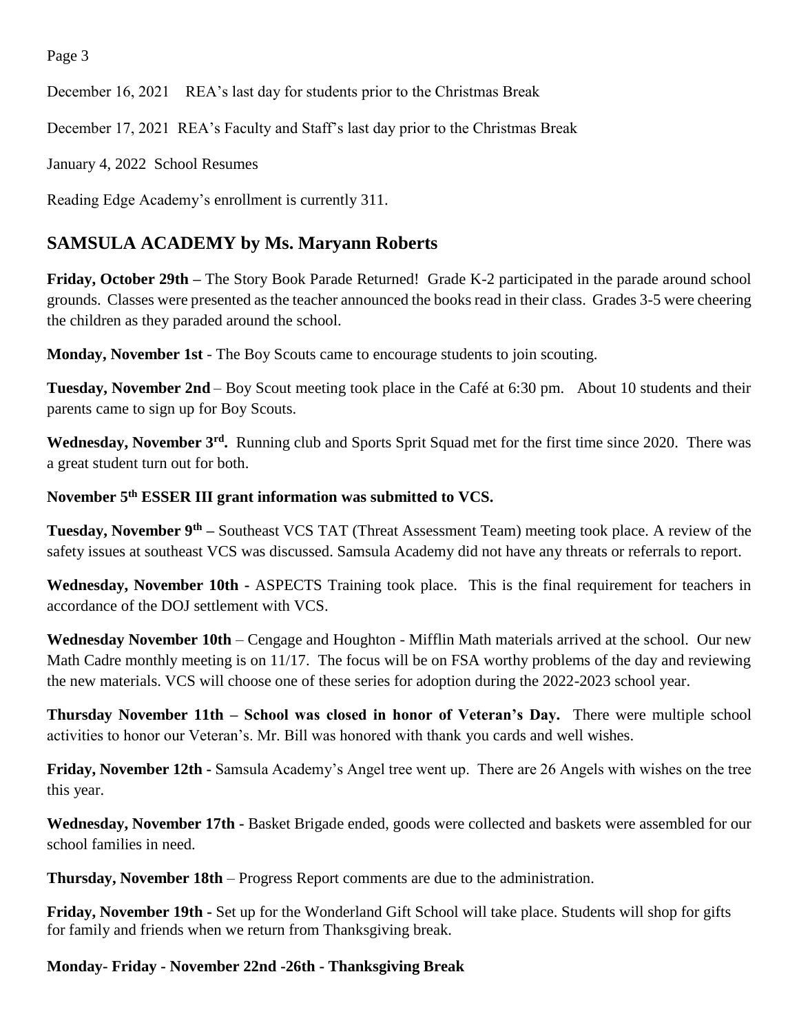December 16, 2021 REA's last day for students prior to the Christmas Break

December 17, 2021 REA's Faculty and Staff's last day prior to the Christmas Break

January 4, 2022 School Resumes

Reading Edge Academy's enrollment is currently 311.

## SAMSULA ACADEMY by Ms. Maryann Roberts

**Friday, October 29th –** The Story Book Parade Returned! Grade K-2 participated in the parade around school grounds. Classes were presented as the teacher announced the books read in their class. Grades 3-5 were cheering the children as they paraded around the school.

**Monday, November 1st** - The Boy Scouts came to encourage students to join scouting.

**Tuesday, November 2nd** – Boy Scout meeting took place in the Café at 6:30 pm. About 10 students and their parents came to sign up for Boy Scouts.

**Wednesday, November 3rd.** Running club and Sports Sprit Squad met for the first time since 2020. There was a great student turn out for both.

**November 5th ESSER III grant information was submitted to VCS.**

**Tuesday, November 9th –** Southeast VCS TAT (Threat Assessment Team) meeting took place. A review of the safety issues at southeast VCS was discussed. Samsula Academy did not have any threats or referrals to report.

**Wednesday, November 10th -** ASPECTS Training took place. This is the final requirement for teachers in accordance of the DOJ settlement with VCS.

**Wednesday November 10th** – Cengage and Houghton - Mifflin Math materials arrived at the school. Our new Math Cadre monthly meeting is on 11/17. The focus will be on FSA worthy problems of the day and reviewing the new materials. VCS will choose one of these series for adoption during the 2022-2023 school year.

**Thursday November 11th – School was closed in honor of Veteran's Day.** There were multiple school activities to honor our Veteran's. Mr. Bill was honored with thank you cards and well wishes.

**Friday, November 12th -** Samsula Academy's Angel tree went up. There are 26 Angels with wishes on the tree this year.

**Wednesday, November 17th -** Basket Brigade ended, goods were collected and baskets were assembled for our school families in need.

**Thursday, November 18th** – Progress Report comments are due to the administration.

**Friday, November 19th -** Set up for the Wonderland Gift School will take place. Students will shop for gifts for family and friends when we return from Thanksgiving break.

**Monday- Friday - November 22nd -26th - Thanksgiving Break**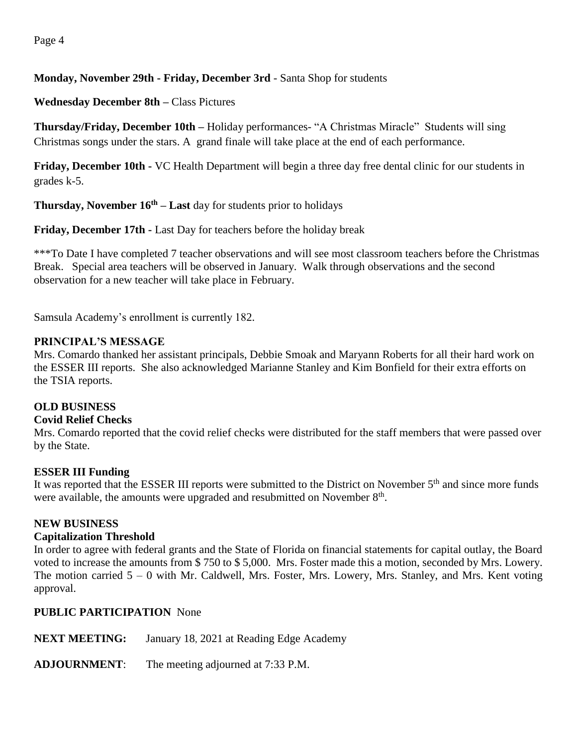**Monday, November 29th - Friday, December 3rd** - Santa Shop for students

**Wednesday December 8th –** Class Pictures

**Thursday/Friday, December 10th –** Holiday performances- "A Christmas Miracle" Students will sing Christmas songs under the stars. A grand finale will take place at the end of each performance.

**Friday, December 10th -** VC Health Department will begin a three day free dental clinic for our students in grades k-5.

**Thursday, November 16th – Last** day for students prior to holidays

**Friday, December 17th -** Last Day for teachers before the holiday break

***To Date I have completed 7 teacher observations and will see most classroom teachers before the Christmas Break. Special area teachers will be observed in January. Walk through observations and the second observation for a new teacher will take place in February.

Samsula Academy's enrollment is currently 182.

**PRINCIPAL'S MESSAGE**

Mrs. Comardo thanked her assistant principals, Debbie Smoak and Maryann Roberts for all their hard work on the ESSER III reports. She also acknowledged Marianne Stanley and Kim Bonfield for their extra efforts on the TSIA reports.

**OLD BUSINESS**

**Covid Relief Checks**

Mrs. Comardo reported that the covid relief checks were distributed for the staff members that were passed over by the State.

**ESSER III Funding**

It was reported that the ESSER III reports were submitted to the District on November 5th and since more funds were available, the amounts were upgraded and resubmitted on November 8th.

**NEW BUSINESS**

**Capitalization Threshold**

In order to agree with federal grants and the State of Florida on financial statements for capital outlay, the Board voted to increase the amounts from $ 750 to $ 5,000. Mrs. Foster made this a motion, seconded by Mrs. Lowery. The motion carried 5 – 0 with Mr. Caldwell, Mrs. Foster, Mrs. Lowery, Mrs. Stanley, and Mrs. Kent voting approval.

**PUBLIC PARTICIPATION** None

**NEXT MEETING:** January 18, 2021 at Reading Edge Academy

**ADJOURNMENT**: The meeting adjourned at 7:33 P.M.